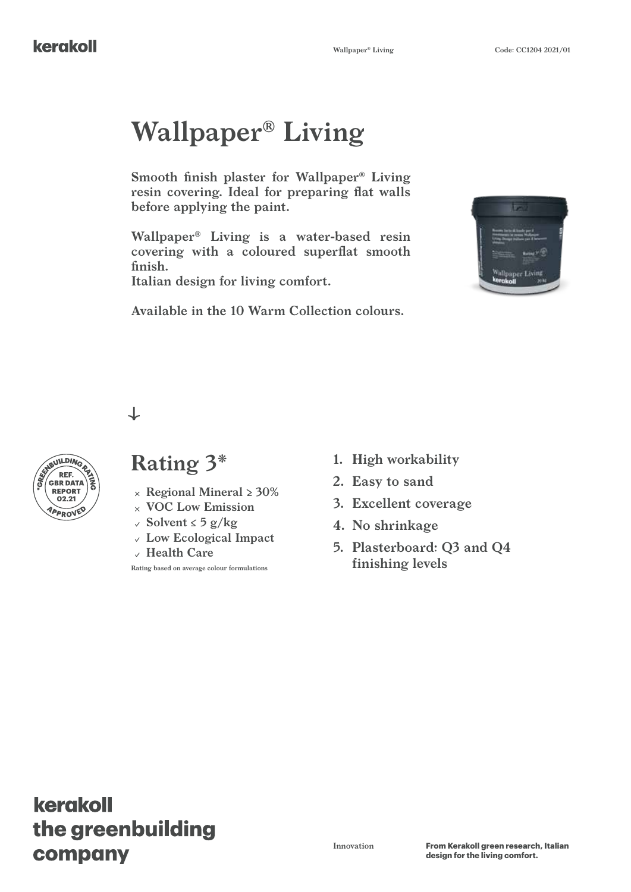# Wallpaper® Living

**Smooth finish plaster for Wallpaper® Living resin covering. Ideal for preparing flat walls before applying the paint.**

**Wallpaper® Living is a water-based resin covering with a coloured superflat smooth finish.**
**Italian design for living comfort.**

**Available in the 10 Warm Collection colours.**

GREENBUILDING RATING
REF. GBR DATA REPORT 02.21
APPROVED

## Rating 3*

- × Regional Mineral ≥ 30%
- × VOC Low Emission
- ✓ Solvent ≤ 5 g/kg
- ✓ Low Ecological Impact
- ✓ Health Care

Rating based on average colour formulations

1. **High workability**
2. **Easy to sand**
3. **Excellent coverage**
4. **No shrinkage**
5. **Plasterboard: Q3 and Q4 finishing levels**

**kerakoll the greenbuilding company**

Innovation

**From Kerakoll green research, Italian design for the living comfort.**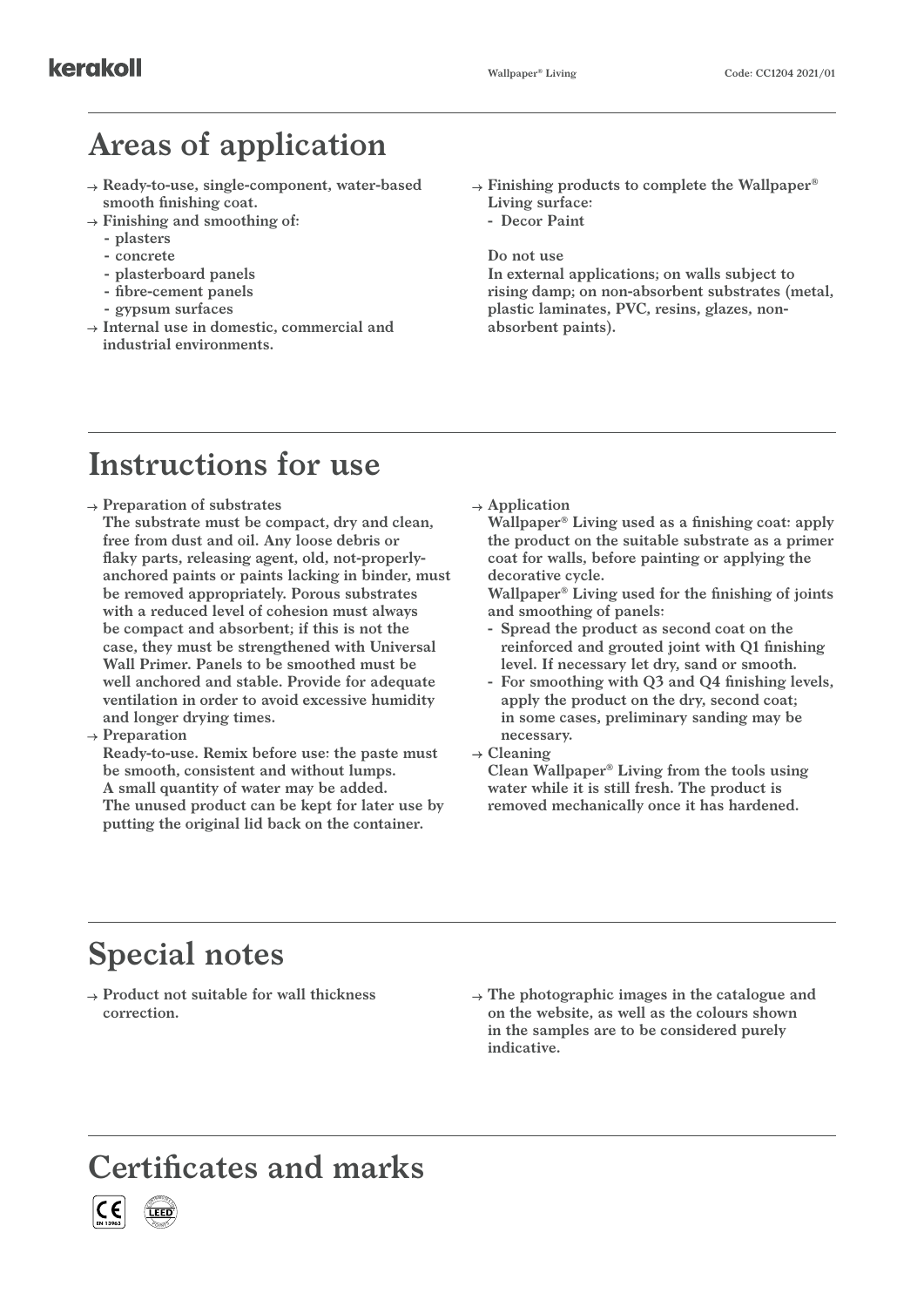## Areas of application

- Ready-to-use, single-component, water-based smooth finishing coat.
- Finishing and smoothing of:
  - plasters
  - concrete
  - plasterboard panels
  - fibre-cement panels
  - gypsum surfaces
- Internal use in domestic, commercial and industrial environments.
- Finishing products to complete the Wallpaper® Living surface:
  - Decor Paint

**Do not use**

In external applications; on walls subject to rising damp; on non-absorbent substrates (metal, plastic laminates, PVC, resins, glazes, non-absorbent paints).

## Instructions for use

- **Preparation of substrates**
  The substrate must be compact, dry and clean, free from dust and oil. Any loose debris or flaky parts, releasing agent, old, not-properly-anchored paints or paints lacking in binder, must be removed appropriately. Porous substrates with a reduced level of cohesion must always be compact and absorbent; if this is not the case, they must be strengthened with Universal Wall Primer. Panels to be smoothed must be well anchored and stable. Provide for adequate ventilation in order to avoid excessive humidity and longer drying times.
- **Preparation**
  Ready-to-use. Remix before use: the paste must be smooth, consistent and without lumps. A small quantity of water may be added. The unused product can be kept for later use by putting the original lid back on the container.
- **Application**
  Wallpaper® Living used as a finishing coat: apply the product on the suitable substrate as a primer coat for walls, before painting or applying the decorative cycle.
  Wallpaper® Living used for the finishing of joints and smoothing of panels:
  - Spread the product as second coat on the reinforced and grouted joint with Q1 finishing level. If necessary let dry, sand or smooth.
  - For smoothing with Q3 and Q4 finishing levels, apply the product on the dry, second coat; in some cases, preliminary sanding may be necessary.
- **Cleaning**
  Clean Wallpaper® Living from the tools using water while it is still fresh. The product is removed mechanically once it has hardened.

## Special notes

- Product not suitable for wall thickness correction.
- The photographic images in the catalogue and on the website, as well as the colours shown in the samples are to be considered purely indicative.

## Certificates and marks

CE EN 13963 LEED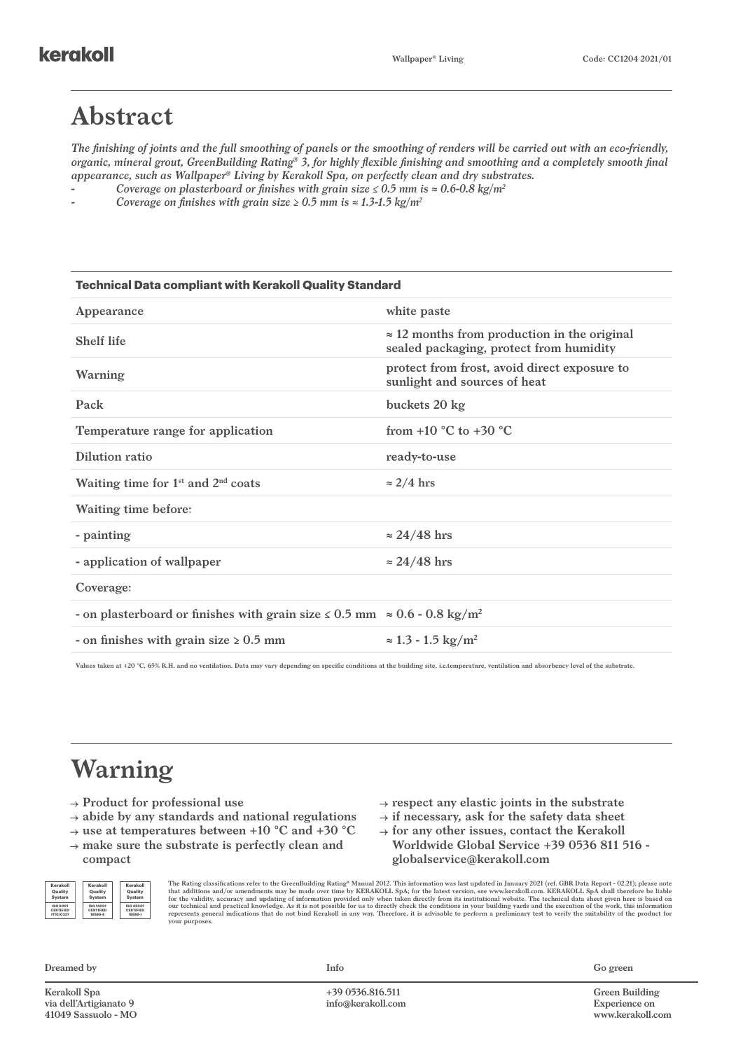# Abstract

*The finishing of joints and the full smoothing of panels or the smoothing of renders will be carried out with an eco-friendly, organic, mineral grout, GreenBuilding Rating® 3, for highly flexible finishing and smoothing and a completely smooth final appearance, such as Wallpaper® Living by Kerakoll Spa, on perfectly clean and dry substrates.*

- *Coverage on plasterboard or finishes with grain size ≤ 0.5 mm is ≈ 0.6-0.8 kg/m²*
- *Coverage on finishes with grain size ≥ 0.5 mm is ≈ 1.3-1.5 kg/m²*

| Technical Data compliant with Kerakoll Quality Standard | |
|---|---|
| Appearance | white paste |
| Shelf life | ≈ 12 months from production in the original sealed packaging, protect from humidity |
| Warning | protect from frost, avoid direct exposure to sunlight and sources of heat |
| Pack | buckets 20 kg |
| Temperature range for application | from +10 °C to +30 °C |
| Dilution ratio | ready-to-use |
| Waiting time for 1st and 2nd coats | ≈ 2/4 hrs |
| Waiting time before: | |
| - painting | ≈ 24/48 hrs |
| - application of wallpaper | ≈ 24/48 hrs |
| Coverage: | |
| - on plasterboard or finishes with grain size ≤ 0.5 mm | ≈ 0.6 - 0.8 kg/m² |
| - on finishes with grain size ≥ 0.5 mm | ≈ 1.3 - 1.5 kg/m² |

Values taken at +20 °C, 65% R.H. and no ventilation. Data may vary depending on specific conditions at the building site, i.e.temperature, ventilation and absorbency level of the substrate.

# Warning

- → Product for professional use
- → abide by any standards and national regulations
- → use at temperatures between +10 °C and +30 °C
- → make sure the substrate is perfectly clean and compact
- → respect any elastic joints in the substrate
- → if necessary, ask for the safety data sheet
- → for any other issues, contact the Kerakoll Worldwide Global Service +39 0536 811 516 - globalservice@kerakoll.com

Kerakoll Quality System ISO 9001 CERTIFIED IT10/0327 — Kerakoll Quality System ISO 14001 CERTIFIED 16565-E — Kerakoll Quality System ISO 45001 CERTIFIED 18586-I

The Rating classifications refer to the GreenBuilding Rating® Manual 2012. This information was last updated in January 2021 (ref. GBR Data Report - 02.21); please note that additions and/or amendments may be made over time by KERAKOLL SpA; for the latest version, see www.kerakoll.com. KERAKOLL SpA shall therefore be liable for the validity, accuracy and updating of information provided only when taken directly from its institutional website. The technical data sheet given here is based on our technical and practical knowledge. As it is not possible for us to directly check the conditions in your building yards and the execution of the work, this information represents general indications that do not bind Kerakoll in any way. Therefore, it is advisable to perform a preliminary test to verify the suitability of the product for your purposes.

| Dreamed by | Info | Go green |
|---|---|---|
| Kerakoll Spa<br>via dell'Artigianato 9<br>41049 Sassuolo - MO | +39 0536.816.511<br>info@kerakoll.com | Green Building<br>Experience on<br>www.kerakoll.com |